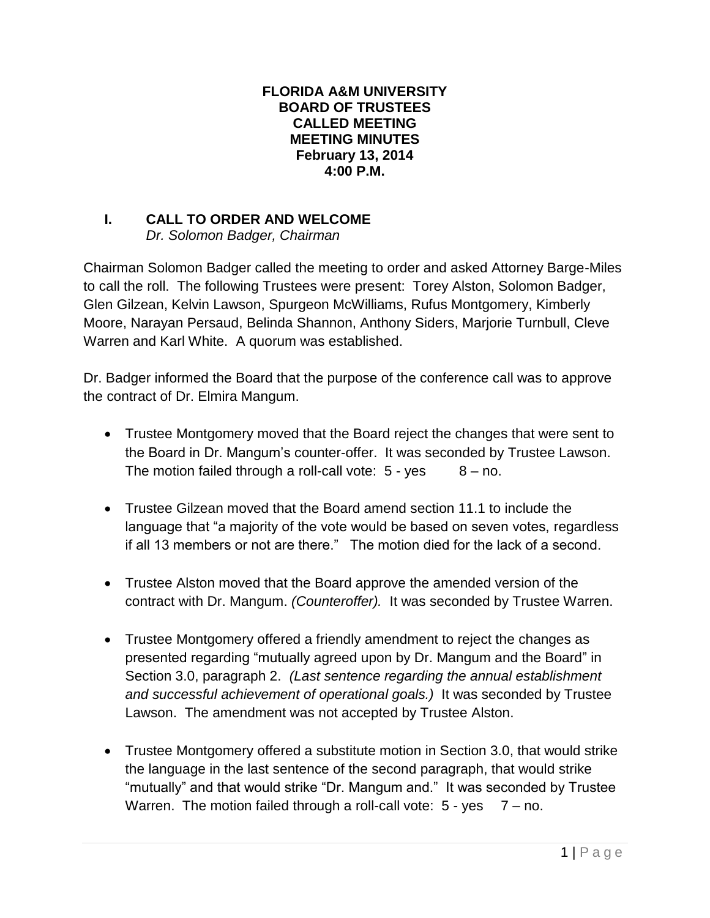**FLORIDA A&M UNIVERSITY**
**BOARD OF TRUSTEES**
**CALLED MEETING**
**MEETING MINUTES**
**February 13, 2014**
**4:00 P.M.**

## I. CALL TO ORDER AND WELCOME

*Dr. Solomon Badger, Chairman*

Chairman Solomon Badger called the meeting to order and asked Attorney Barge-Miles to call the roll. The following Trustees were present: Torey Alston, Solomon Badger, Glen Gilzean, Kelvin Lawson, Spurgeon McWilliams, Rufus Montgomery, Kimberly Moore, Narayan Persaud, Belinda Shannon, Anthony Siders, Marjorie Turnbull, Cleve Warren and Karl White. A quorum was established.

Dr. Badger informed the Board that the purpose of the conference call was to approve the contract of Dr. Elmira Mangum.

- Trustee Montgomery moved that the Board reject the changes that were sent to the Board in Dr. Mangum's counter-offer. It was seconded by Trustee Lawson. The motion failed through a roll-call vote: 5 - yes 8 – no.
- Trustee Gilzean moved that the Board amend section 11.1 to include the language that "a majority of the vote would be based on seven votes, regardless if all 13 members or not are there." The motion died for the lack of a second.
- Trustee Alston moved that the Board approve the amended version of the contract with Dr. Mangum. *(Counteroffer).* It was seconded by Trustee Warren.
- Trustee Montgomery offered a friendly amendment to reject the changes as presented regarding "mutually agreed upon by Dr. Mangum and the Board" in Section 3.0, paragraph 2. *(Last sentence regarding the annual establishment and successful achievement of operational goals.)* It was seconded by Trustee Lawson. The amendment was not accepted by Trustee Alston.
- Trustee Montgomery offered a substitute motion in Section 3.0, that would strike the language in the last sentence of the second paragraph, that would strike "mutually" and that would strike "Dr. Mangum and." It was seconded by Trustee Warren. The motion failed through a roll-call vote: 5 - yes 7 – no.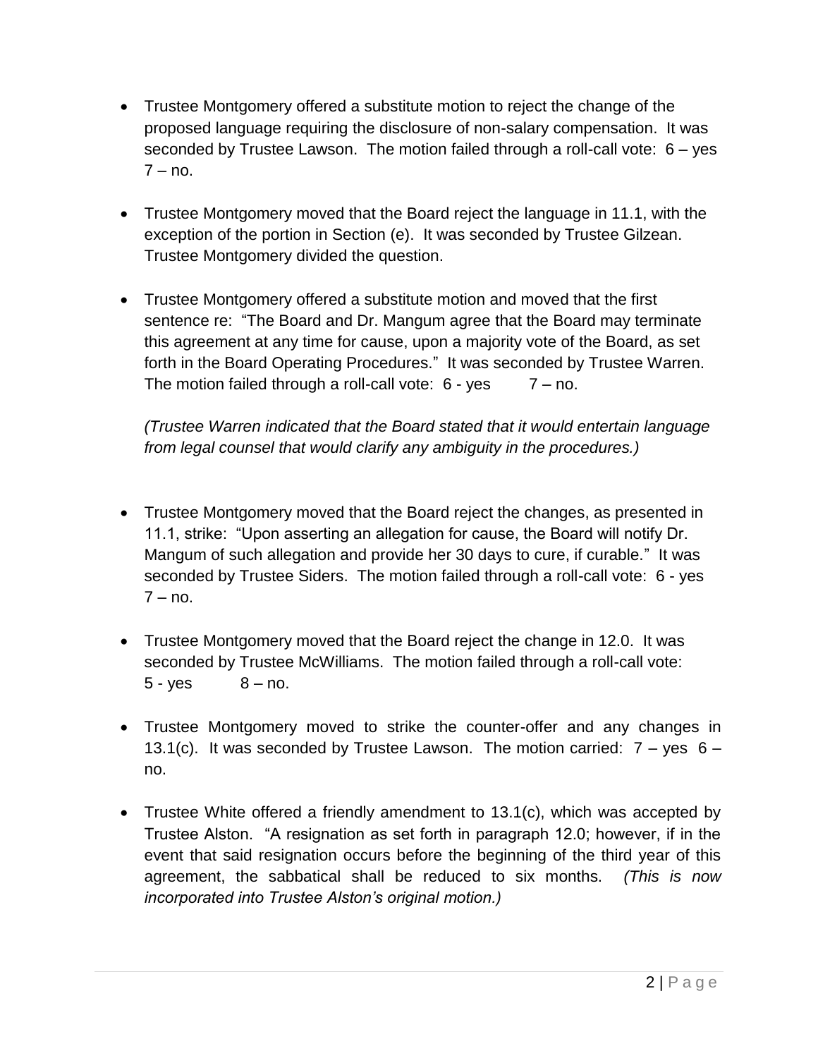- Trustee Montgomery offered a substitute motion to reject the change of the proposed language requiring the disclosure of non-salary compensation. It was seconded by Trustee Lawson. The motion failed through a roll-call vote: 6 – yes 7 – no.

- Trustee Montgomery moved that the Board reject the language in 11.1, with the exception of the portion in Section (e). It was seconded by Trustee Gilzean. Trustee Montgomery divided the question.

- Trustee Montgomery offered a substitute motion and moved that the first sentence re: "The Board and Dr. Mangum agree that the Board may terminate this agreement at any time for cause, upon a majority vote of the Board, as set forth in the Board Operating Procedures." It was seconded by Trustee Warren. The motion failed through a roll-call vote: 6 - yes 7 – no.

  *(Trustee Warren indicated that the Board stated that it would entertain language from legal counsel that would clarify any ambiguity in the procedures.)*

- Trustee Montgomery moved that the Board reject the changes, as presented in 11.1, strike: "Upon asserting an allegation for cause, the Board will notify Dr. Mangum of such allegation and provide her 30 days to cure, if curable." It was seconded by Trustee Siders. The motion failed through a roll-call vote: 6 - yes 7 – no.

- Trustee Montgomery moved that the Board reject the change in 12.0. It was seconded by Trustee McWilliams. The motion failed through a roll-call vote: 5 - yes 8 – no.

- Trustee Montgomery moved to strike the counter-offer and any changes in 13.1(c). It was seconded by Trustee Lawson. The motion carried: 7 – yes 6 – no.

- Trustee White offered a friendly amendment to 13.1(c), which was accepted by Trustee Alston. "A resignation as set forth in paragraph 12.0; however, if in the event that said resignation occurs before the beginning of the third year of this agreement, the sabbatical shall be reduced to six months. *(This is now incorporated into Trustee Alston's original motion.)*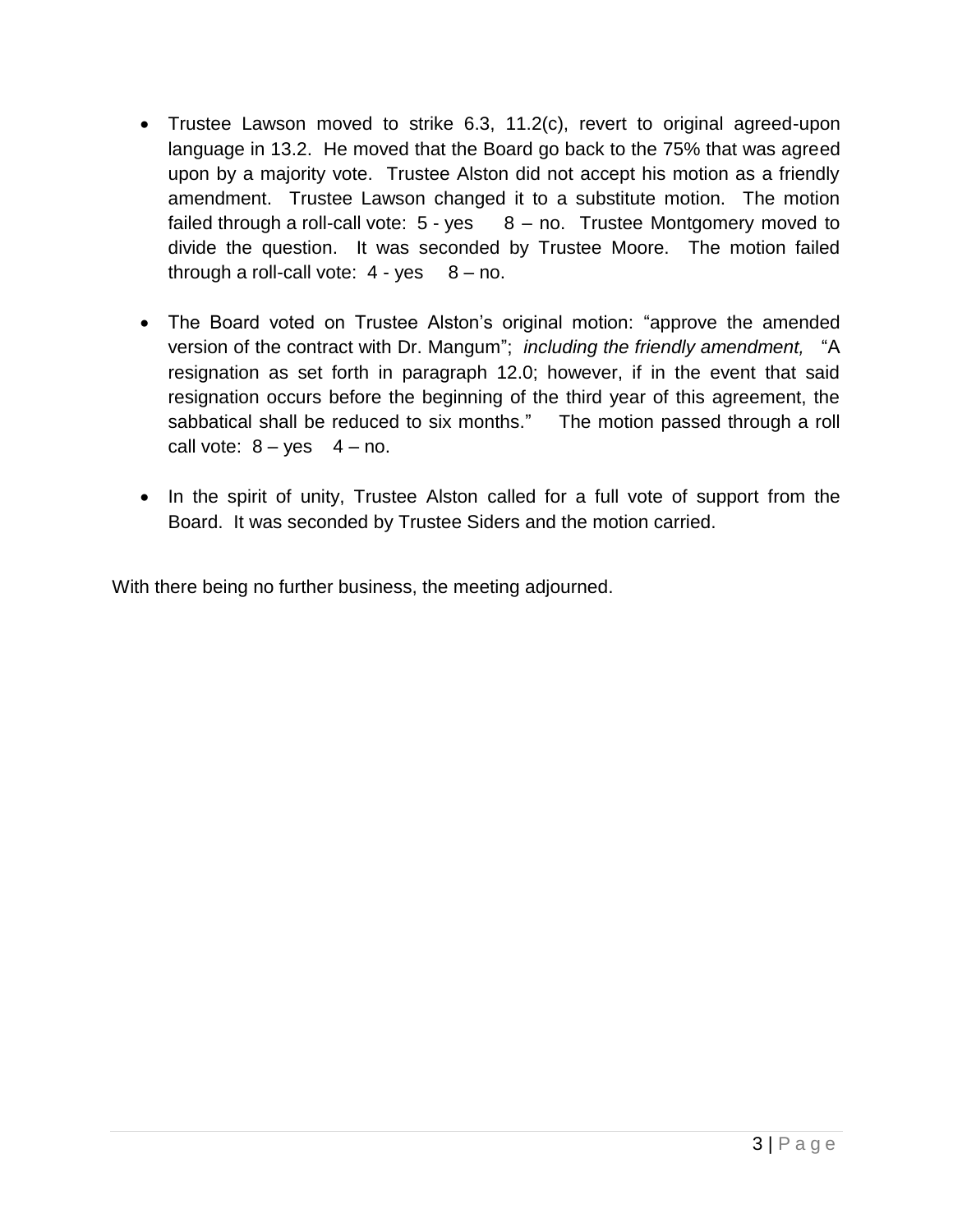- Trustee Lawson moved to strike 6.3, 11.2(c), revert to original agreed-upon language in 13.2. He moved that the Board go back to the 75% that was agreed upon by a majority vote. Trustee Alston did not accept his motion as a friendly amendment. Trustee Lawson changed it to a substitute motion. The motion failed through a roll-call vote: 5 - yes 8 – no. Trustee Montgomery moved to divide the question. It was seconded by Trustee Moore. The motion failed through a roll-call vote: 4 - yes 8 – no.

- The Board voted on Trustee Alston's original motion: "approve the amended version of the contract with Dr. Mangum"; *including the friendly amendment,* "A resignation as set forth in paragraph 12.0; however, if in the event that said resignation occurs before the beginning of the third year of this agreement, the sabbatical shall be reduced to six months." The motion passed through a roll call vote: 8 – yes 4 – no.

- In the spirit of unity, Trustee Alston called for a full vote of support from the Board. It was seconded by Trustee Siders and the motion carried.

With there being no further business, the meeting adjourned.